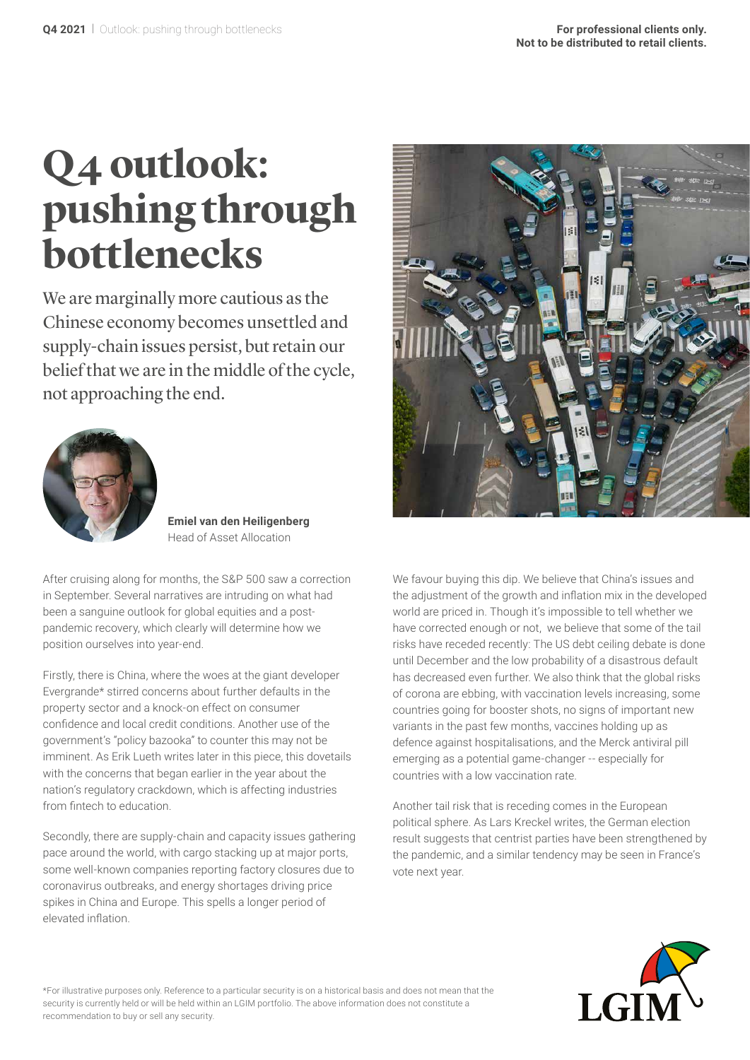For professional clients only.
Not to be distributed to retail clients.

# Q4 outlook: pushing through bottlenecks

We are marginally more cautious as the Chinese economy becomes unsettled and supply-chain issues persist, but retain our belief that we are in the middle of the cycle, not approaching the end.

**Emiel van den Heiligenberg**
Head of Asset Allocation

After cruising along for months, the S&P 500 saw a correction in September. Several narratives are intruding on what had been a sanguine outlook for global equities and a post-pandemic recovery, which clearly will determine how we position ourselves into year-end.

Firstly, there is China, where the woes at the giant developer Evergrande* stirred concerns about further defaults in the property sector and a knock-on effect on consumer confidence and local credit conditions. Another use of the government's "policy bazooka" to counter this may not be imminent. As Erik Lueth writes later in this piece, this dovetails with the concerns that began earlier in the year about the nation's regulatory crackdown, which is affecting industries from fintech to education.

Secondly, there are supply-chain and capacity issues gathering pace around the world, with cargo stacking up at major ports, some well-known companies reporting factory closures due to coronavirus outbreaks, and energy shortages driving price spikes in China and Europe. This spells a longer period of elevated inflation.

We favour buying this dip. We believe that China's issues and the adjustment of the growth and inflation mix in the developed world are priced in. Though it's impossible to tell whether we have corrected enough or not, we believe that some of the tail risks have receded recently: The US debt ceiling debate is done until December and the low probability of a disastrous default has decreased even further. We also think that the global risks of corona are ebbing, with vaccination levels increasing, some countries going for booster shots, no signs of important new variants in the past few months, vaccines holding up as defence against hospitalisations, and the Merck antiviral pill emerging as a potential game-changer -- especially for countries with a low vaccination rate.

Another tail risk that is receding comes in the European political sphere. As Lars Kreckel writes, the German election result suggests that centrist parties have been strengthened by the pandemic, and a similar tendency may be seen in France's vote next year.

*For illustrative purposes only. Reference to a particular security is on a historical basis and does not mean that the security is currently held or will be held within an LGIM portfolio. The above information does not constitute a recommendation to buy or sell any security.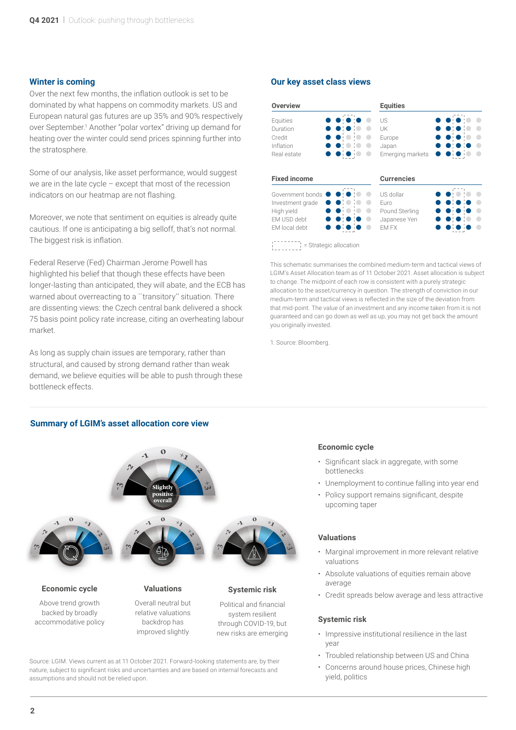## Winter is coming

Over the next few months, the inflation outlook is set to be dominated by what happens on commodity markets. US and European natural gas futures are up 35% and 90% respectively over September.[1] Another "polar vortex" driving up demand for heating over the winter could send prices spinning further into the stratosphere.

Some of our analysis, like asset performance, would suggest we are in the late cycle – except that most of the recession indicators on our heatmap are not flashing.

Moreover, we note that sentiment on equities is already quite cautious. If one is anticipating a big selloff, that's not normal. The biggest risk is inflation.

Federal Reserve (Fed) Chairman Jerome Powell has highlighted his belief that though these effects have been longer-lasting than anticipated, they will abate, and the ECB has warned about overreacting to a ``transitory'' situation. There are dissenting views: the Czech central bank delivered a shock 75 basis point policy rate increase, citing an overheating labour market.

As long as supply chain issues are temporary, rather than structural, and caused by strong demand rather than weak demand, we believe equities will be able to push through these bottleneck effects.

## Our key asset class views

**Overview**
- Equities
- Duration
- Credit
- Inflation
- Real estate

**Equities**
- US
- UK
- Europe
- Japan
- Emerging markets

**Fixed income**
- Government bonds
- Investment grade
- High yield
- EM USD debt
- EM local debt

**Currencies**
- US dollar
- Euro
- Pound Sterling
- Japanese Yen
- EM FX

[dashed box] = Strategic allocation

This schematic summarises the combined medium-term and tactical views of LGIM's Asset Allocation team as of 11 October 2021. Asset allocation is subject to change. The midpoint of each row is consistent with a purely strategic allocation to the asset/currency in question. The strength of conviction in our medium-term and tactical views is reflected in the size of the deviation from that mid-point. The value of an investment and any income taken from it is not guaranteed and can go down as well as up, you may not get back the amount you originally invested.

1. Source: Bloomberg.

## Summary of LGIM's asset allocation core view

Slightly positive overall

**Economic cycle**
Above trend growth backed by broadly accommodative policy

**Valuations**
Overall neutral but relative valuations backdrop has improved slightly

**Systemic risk**
Political and financial system resilient through COVID-19, but new risks are emerging

Source: LGIM. Views current as at 11 October 2021. Forward-looking statements are, by their nature, subject to significant risks and uncertainties and are based on internal forecasts and assumptions and should not be relied upon.

### Economic cycle

- Significant slack in aggregate, with some bottlenecks
- Unemployment to continue falling into year end
- Policy support remains significant, despite upcoming taper

### Valuations

- Marginal improvement in more relevant relative valuations
- Absolute valuations of equities remain above average
- Credit spreads below average and less attractive

### Systemic risk

- Impressive institutional resilience in the last year
- Troubled relationship between US and China
- Concerns around house prices, Chinese high yield, politics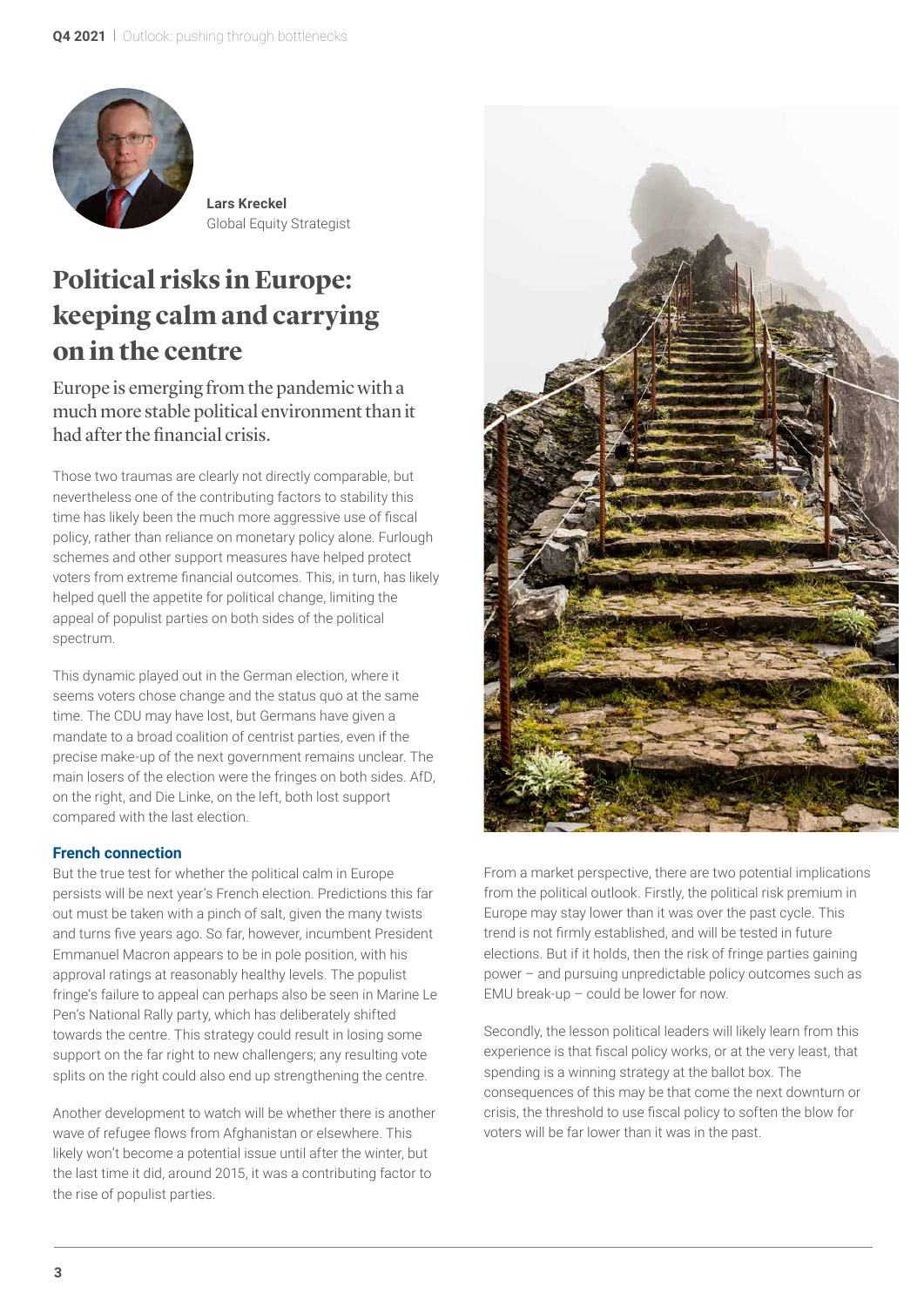**Lars Kreckel**
Global Equity Strategist

# Political risks in Europe: keeping calm and carrying on in the centre

Europe is emerging from the pandemic with a much more stable political environment than it had after the financial crisis.

Those two traumas are clearly not directly comparable, but nevertheless one of the contributing factors to stability this time has likely been the much more aggressive use of fiscal policy, rather than reliance on monetary policy alone. Furlough schemes and other support measures have helped protect voters from extreme financial outcomes. This, in turn, has likely helped quell the appetite for political change, limiting the appeal of populist parties on both sides of the political spectrum.

This dynamic played out in the German election, where it seems voters chose change and the status quo at the same time. The CDU may have lost, but Germans have given a mandate to a broad coalition of centrist parties, even if the precise make-up of the next government remains unclear. The main losers of the election were the fringes on both sides. AfD, on the right, and Die Linke, on the left, both lost support compared with the last election.

### French connection

But the true test for whether the political calm in Europe persists will be next year's French election. Predictions this far out must be taken with a pinch of salt, given the many twists and turns five years ago. So far, however, incumbent President Emmanuel Macron appears to be in pole position, with his approval ratings at reasonably healthy levels. The populist fringe's failure to appeal can perhaps also be seen in Marine Le Pen's National Rally party, which has deliberately shifted towards the centre. This strategy could result in losing some support on the far right to new challengers; any resulting vote splits on the right could also end up strengthening the centre.

Another development to watch will be whether there is another wave of refugee flows from Afghanistan or elsewhere. This likely won't become a potential issue until after the winter, but the last time it did, around 2015, it was a contributing factor to the rise of populist parties.

From a market perspective, there are two potential implications from the political outlook. Firstly, the political risk premium in Europe may stay lower than it was over the past cycle. This trend is not firmly established, and will be tested in future elections. But if it holds, then the risk of fringe parties gaining power – and pursuing unpredictable policy outcomes such as EMU break-up – could be lower for now.

Secondly, the lesson political leaders will likely learn from this experience is that fiscal policy works, or at the very least, that spending is a winning strategy at the ballot box. The consequences of this may be that come the next downturn or crisis, the threshold to use fiscal policy to soften the blow for voters will be far lower than it was in the past.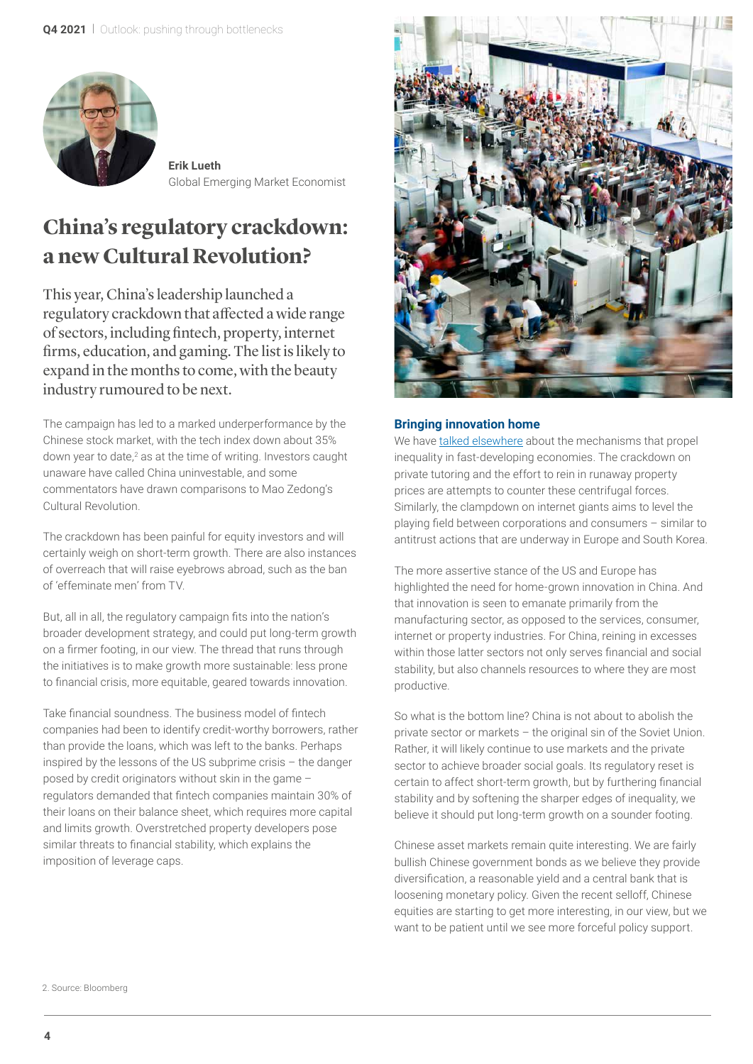Erik Lueth
Global Emerging Market Economist

# China's regulatory crackdown: a new Cultural Revolution?

This year, China's leadership launched a regulatory crackdown that affected a wide range of sectors, including fintech, property, internet firms, education, and gaming. The list is likely to expand in the months to come, with the beauty industry rumoured to be next.

The campaign has led to a marked underperformance by the Chinese stock market, with the tech index down about 35% down year to date,[2] as at the time of writing. Investors caught unaware have called China uninvestable, and some commentators have drawn comparisons to Mao Zedong's Cultural Revolution.

The crackdown has been painful for equity investors and will certainly weigh on short-term growth. There are also instances of overreach that will raise eyebrows abroad, such as the ban of 'effeminate men' from TV.

But, all in all, the regulatory campaign fits into the nation's broader development strategy, and could put long-term growth on a firmer footing, in our view. The thread that runs through the initiatives is to make growth more sustainable: less prone to financial crisis, more equitable, geared towards innovation.

Take financial soundness. The business model of fintech companies had been to identify credit-worthy borrowers, rather than provide the loans, which was left to the banks. Perhaps inspired by the lessons of the US subprime crisis – the danger posed by credit originators without skin in the game – regulators demanded that fintech companies maintain 30% of their loans on their balance sheet, which requires more capital and limits growth. Overstretched property developers pose similar threats to financial stability, which explains the imposition of leverage caps.

### Bringing innovation home

We have talked elsewhere about the mechanisms that propel inequality in fast-developing economies. The crackdown on private tutoring and the effort to rein in runaway property prices are attempts to counter these centrifugal forces. Similarly, the clampdown on internet giants aims to level the playing field between corporations and consumers – similar to antitrust actions that are underway in Europe and South Korea.

The more assertive stance of the US and Europe has highlighted the need for home-grown innovation in China. And that innovation is seen to emanate primarily from the manufacturing sector, as opposed to the services, consumer, internet or property industries. For China, reining in excesses within those latter sectors not only serves financial and social stability, but also channels resources to where they are most productive.

So what is the bottom line? China is not about to abolish the private sector or markets – the original sin of the Soviet Union. Rather, it will likely continue to use markets and the private sector to achieve broader social goals. Its regulatory reset is certain to affect short-term growth, but by furthering financial stability and by softening the sharper edges of inequality, we believe it should put long-term growth on a sounder footing.

Chinese asset markets remain quite interesting. We are fairly bullish Chinese government bonds as we believe they provide diversification, a reasonable yield and a central bank that is loosening monetary policy. Given the recent selloff, Chinese equities are starting to get more interesting, in our view, but we want to be patient until we see more forceful policy support.

2. Source: Bloomberg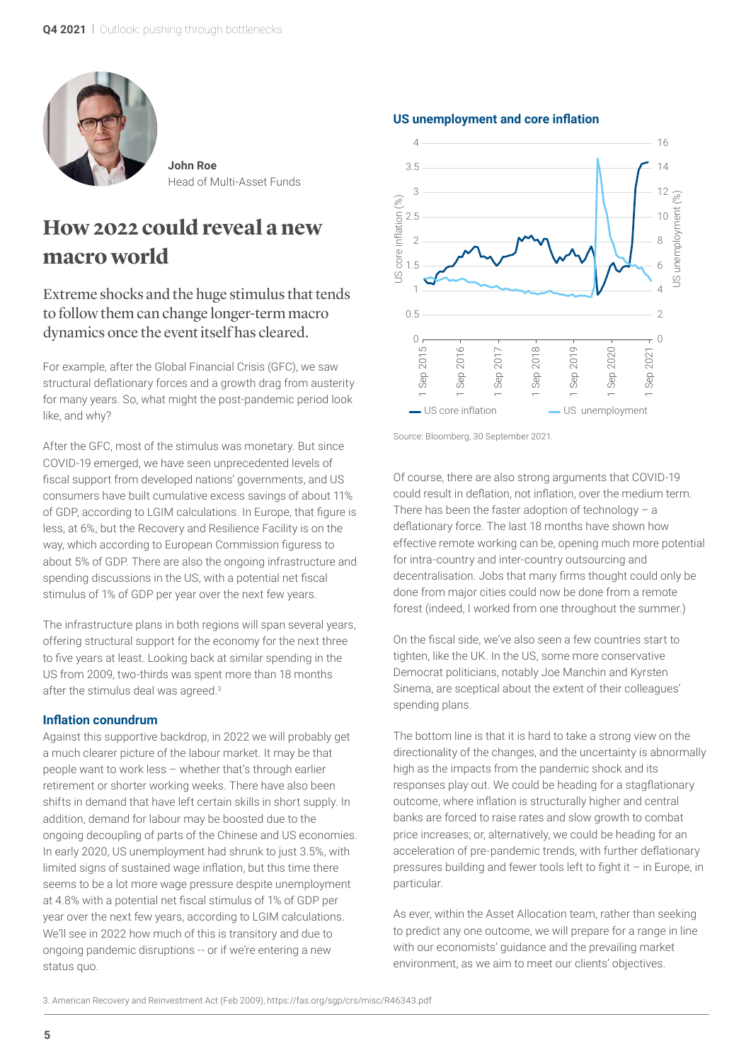John Roe
Head of Multi-Asset Funds

# How 2022 could reveal a new macro world

## Extreme shocks and the huge stimulus that tends to follow them can change longer-term macro dynamics once the event itself has cleared.

For example, after the Global Financial Crisis (GFC), we saw structural deflationary forces and a growth drag from austerity for many years. So, what might the post-pandemic period look like, and why?

After the GFC, most of the stimulus was monetary. But since COVID-19 emerged, we have seen unprecedented levels of fiscal support from developed nations' governments, and US consumers have built cumulative excess savings of about 11% of GDP, according to LGIM calculations. In Europe, that figure is less, at 6%, but the Recovery and Resilience Facility is on the way, which according to European Commission figuress to about 5% of GDP. There are also the ongoing infrastructure and spending discussions in the US, with a potential net fiscal stimulus of 1% of GDP per year over the next few years.

The infrastructure plans in both regions will span several years, offering structural support for the economy for the next three to five years at least. Looking back at similar spending in the US from 2009, two-thirds was spent more than 18 months after the stimulus deal was agreed.[3]

### Inflation conundrum

Against this supportive backdrop, in 2022 we will probably get a much clearer picture of the labour market. It may be that people want to work less – whether that's through earlier retirement or shorter working weeks. There have also been shifts in demand that have left certain skills in short supply. In addition, demand for labour may be boosted due to the ongoing decoupling of parts of the Chinese and US economies. In early 2020, US unemployment had shrunk to just 3.5%, with limited signs of sustained wage inflation, but this time there seems to be a lot more wage pressure despite unemployment at 4.8% with a potential net fiscal stimulus of 1% of GDP per year over the next few years, according to LGIM calculations. We'll see in 2022 how much of this is transitory and due to ongoing pandemic disruptions -- or if we're entering a new status quo.

**US unemployment and core inflation**

Source: Bloomberg, 30 September 2021.

Of course, there are also strong arguments that COVID-19 could result in deflation, not inflation, over the medium term. There has been the faster adoption of technology – a deflationary force. The last 18 months have shown how effective remote working can be, opening much more potential for intra-country and inter-country outsourcing and decentralisation. Jobs that many firms thought could only be done from major cities could now be done from a remote forest (indeed, I worked from one throughout the summer.)

On the fiscal side, we've also seen a few countries start to tighten, like the UK. In the US, some more conservative Democrat politicians, notably Joe Manchin and Kyrsten Sinema, are sceptical about the extent of their colleagues' spending plans.

The bottom line is that it is hard to take a strong view on the directionality of the changes, and the uncertainty is abnormally high as the impacts from the pandemic shock and its responses play out. We could be heading for a stagflationary outcome, where inflation is structurally higher and central banks are forced to raise rates and slow growth to combat price increases; or, alternatively, we could be heading for an acceleration of pre-pandemic trends, with further deflationary pressures building and fewer tools left to fight it – in Europe, in particular.

As ever, within the Asset Allocation team, rather than seeking to predict any one outcome, we will prepare for a range in line with our economists' guidance and the prevailing market environment, as we aim to meet our clients' objectives.

3. American Recovery and Reinvestment Act (Feb 2009), https://fas.org/sgp/crs/misc/R46343.pdf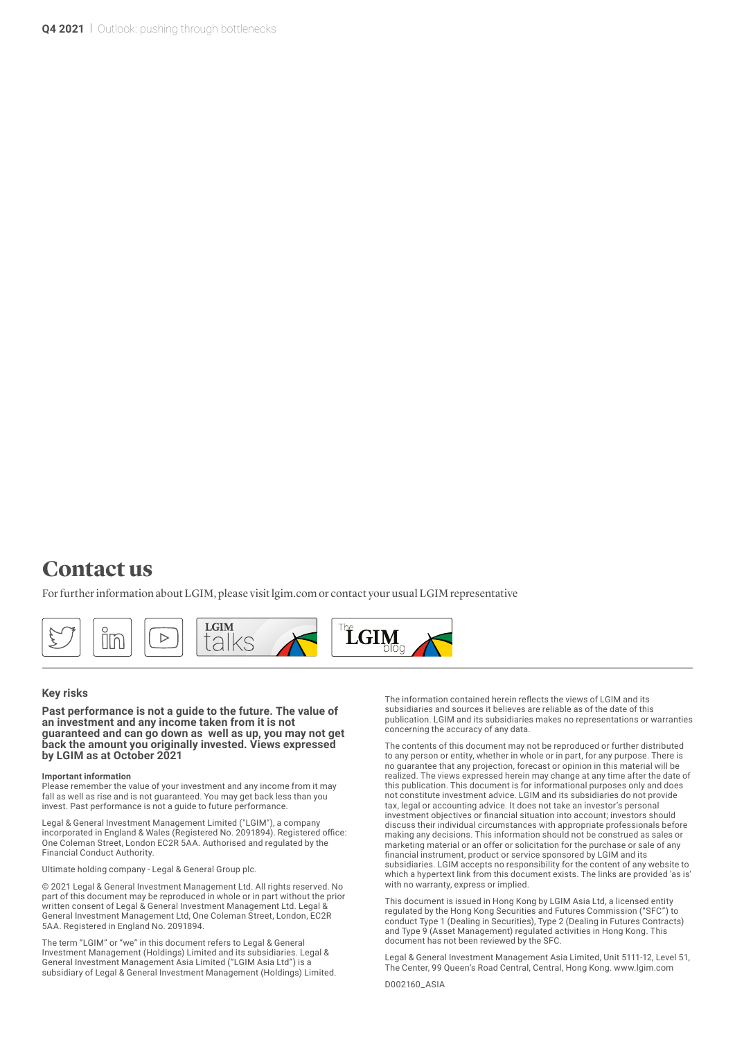# Contact us

For further information about LGIM, please visit lgim.com or contact your usual LGIM representative

### Key risks

**Past performance is not a guide to the future. The value of an investment and any income taken from it is not guaranteed and can go down as well as up, you may not get back the amount you originally invested. Views expressed by LGIM as at October 2021**

**Important information**

Please remember the value of your investment and any income from it may fall as well as rise and is not guaranteed. You may get back less than you invest. Past performance is not a guide to future performance.

Legal & General Investment Management Limited ("LGIM"), a company incorporated in England & Wales (Registered No. 2091894). Registered office: One Coleman Street, London EC2R 5AA. Authorised and regulated by the Financial Conduct Authority.

Ultimate holding company - Legal & General Group plc.

© 2021 Legal & General Investment Management Ltd. All rights reserved. No part of this document may be reproduced in whole or in part without the prior written consent of Legal & General Investment Management Ltd. Legal & General Investment Management Ltd, One Coleman Street, London, EC2R 5AA. Registered in England No. 2091894.

The term "LGIM" or "we" in this document refers to Legal & General Investment Management (Holdings) Limited and its subsidiaries. Legal & General Investment Management Asia Limited ("LGIM Asia Ltd") is a subsidiary of Legal & General Investment Management (Holdings) Limited.

The information contained herein reflects the views of LGIM and its subsidiaries and sources it believes are reliable as of the date of this publication. LGIM and its subsidiaries makes no representations or warranties concerning the accuracy of any data.

The contents of this document may not be reproduced or further distributed to any person or entity, whether in whole or in part, for any purpose. There is no guarantee that any projection, forecast or opinion in this material will be realized. The views expressed herein may change at any time after the date of this publication. This document is for informational purposes only and does not constitute investment advice. LGIM and its subsidiaries do not provide tax, legal or accounting advice. It does not take an investor's personal investment objectives or financial situation into account; investors should discuss their individual circumstances with appropriate professionals before making any decisions. This information should not be construed as sales or marketing material or an offer or solicitation for the purchase or sale of any financial instrument, product or service sponsored by LGIM and its subsidiaries. LGIM accepts no responsibility for the content of any website to which a hypertext link from this document exists. The links are provided 'as is' with no warranty, express or implied.

This document is issued in Hong Kong by LGIM Asia Ltd, a licensed entity regulated by the Hong Kong Securities and Futures Commission ("SFC") to conduct Type 1 (Dealing in Securities), Type 2 (Dealing in Futures Contracts) and Type 9 (Asset Management) regulated activities in Hong Kong. This document has not been reviewed by the SFC.

Legal & General Investment Management Asia Limited, Unit 5111-12, Level 51, The Center, 99 Queen's Road Central, Central, Hong Kong. www.lgim.com

D002160_ASIA